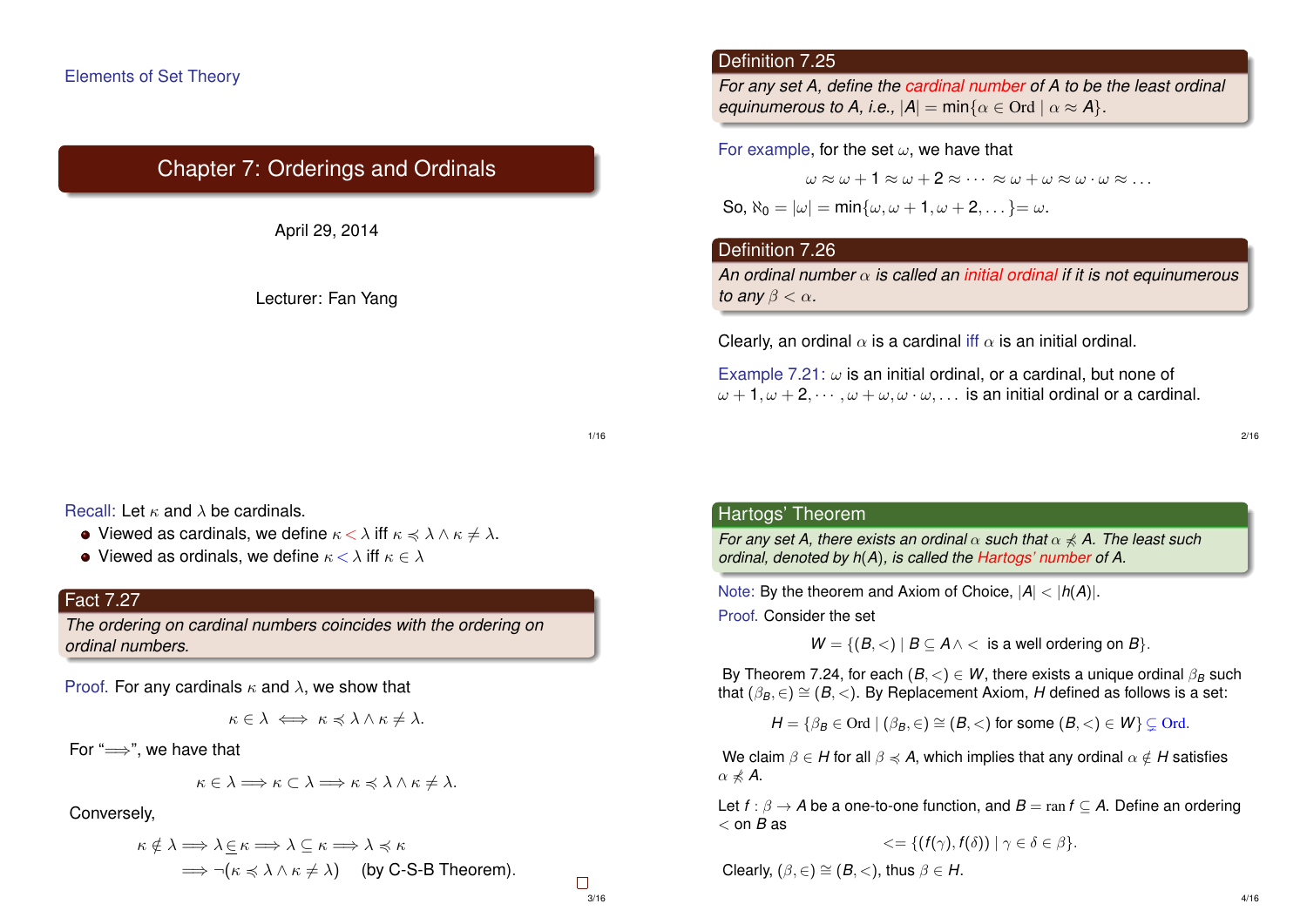Elements of Set Theory

# Chapter 7: Orderings and Ordinals

April 29, 2014

Lecturer: Fan Yang

---

**Definition 7.25**

*For any set A, define the cardinal number of A to be the least ordinal equinumerous to A, i.e.,* $|A| = \min\{\alpha \in \mathrm{Ord} \mid \alpha \approx A\}$.

For example, for the set $\omega$, we have that

$$\omega \approx \omega + 1 \approx \omega + 2 \approx \cdots \approx \omega + \omega \approx \omega \cdot \omega \approx \ldots$$

So, $\aleph_0 = |\omega| = \min\{\omega, \omega+1, \omega+2, \ldots\} = \omega$.

**Definition 7.26**

*An ordinal number $\alpha$ is called an initial ordinal if it is not equinumerous to any $\beta < \alpha$.*

Clearly, an ordinal $\alpha$ is a cardinal iff $\alpha$ is an initial ordinal.

Example 7.21: $\omega$ is an initial ordinal, or a cardinal, but none of $\omega+1, \omega+2, \cdots, \omega+\omega, \omega\cdot\omega, \ldots$ is an initial ordinal or a cardinal.

---

Recall: Let $\kappa$ and $\lambda$ be cardinals.

- Viewed as cardinals, we define $\kappa < \lambda$ iff $\kappa \preccurlyeq \lambda \wedge \kappa \neq \lambda$.
- Viewed as ordinals, we define $\kappa < \lambda$ iff $\kappa \in \lambda$

**Fact 7.27**

*The ordering on cardinal numbers coincides with the ordering on ordinal numbers.*

Proof. For any cardinals $\kappa$ and $\lambda$, we show that

$$\kappa \in \lambda \iff \kappa \preccurlyeq \lambda \wedge \kappa \neq \lambda.$$

For "$\Longrightarrow$", we have that

$$\kappa \in \lambda \Longrightarrow \kappa \subset \lambda \Longrightarrow \kappa \preccurlyeq \lambda \wedge \kappa \neq \lambda.$$

Conversely,

$$\kappa \notin \lambda \Longrightarrow \lambda \underline{\in} \kappa \Longrightarrow \lambda \subseteq \kappa \Longrightarrow \lambda \preccurlyeq \kappa$$
$$\Longrightarrow \neg(\kappa \preccurlyeq \lambda \wedge \kappa \neq \lambda) \quad \text{(by C-S-B Theorem).}$$

□

---

**Hartogs' Theorem**

*For any set A, there exists an ordinal $\alpha$ such that $\alpha \not\preccurlyeq A$. The least such ordinal, denoted by $h(A)$, is called the Hartogs' number of A.*

Note: By the theorem and Axiom of Choice, $|A| < |h(A)|$.

Proof. Consider the set

$$W = \{(B, <) \mid B \subseteq A \wedge < \text{ is a well ordering on } B\}.$$

By Theorem 7.24, for each $(B, <) \in W$, there exists a unique ordinal $\beta_B$ such that $(\beta_B, \in) \cong (B, <)$. By Replacement Axiom, $H$ defined as follows is a set:

$$H = \{\beta_B \in \mathrm{Ord} \mid (\beta_B, \in) \cong (B, <) \text{ for some } (B, <) \in W\} \subsetneq \mathrm{Ord}.$$

We claim $\beta \in H$ for all $\beta \preccurlyeq A$, which implies that any ordinal $\alpha \notin H$ satisfies $\alpha \not\preccurlyeq A$.

Let $f : \beta \to A$ be a one-to-one function, and $B = \mathrm{ran}\, f \subseteq A$. Define an ordering $<$ on $B$ as

$$<= \{(f(\gamma), f(\delta)) \mid \gamma \in \delta \in \beta\}.$$

Clearly, $(\beta, \in) \cong (B, <)$, thus $\beta \in H$.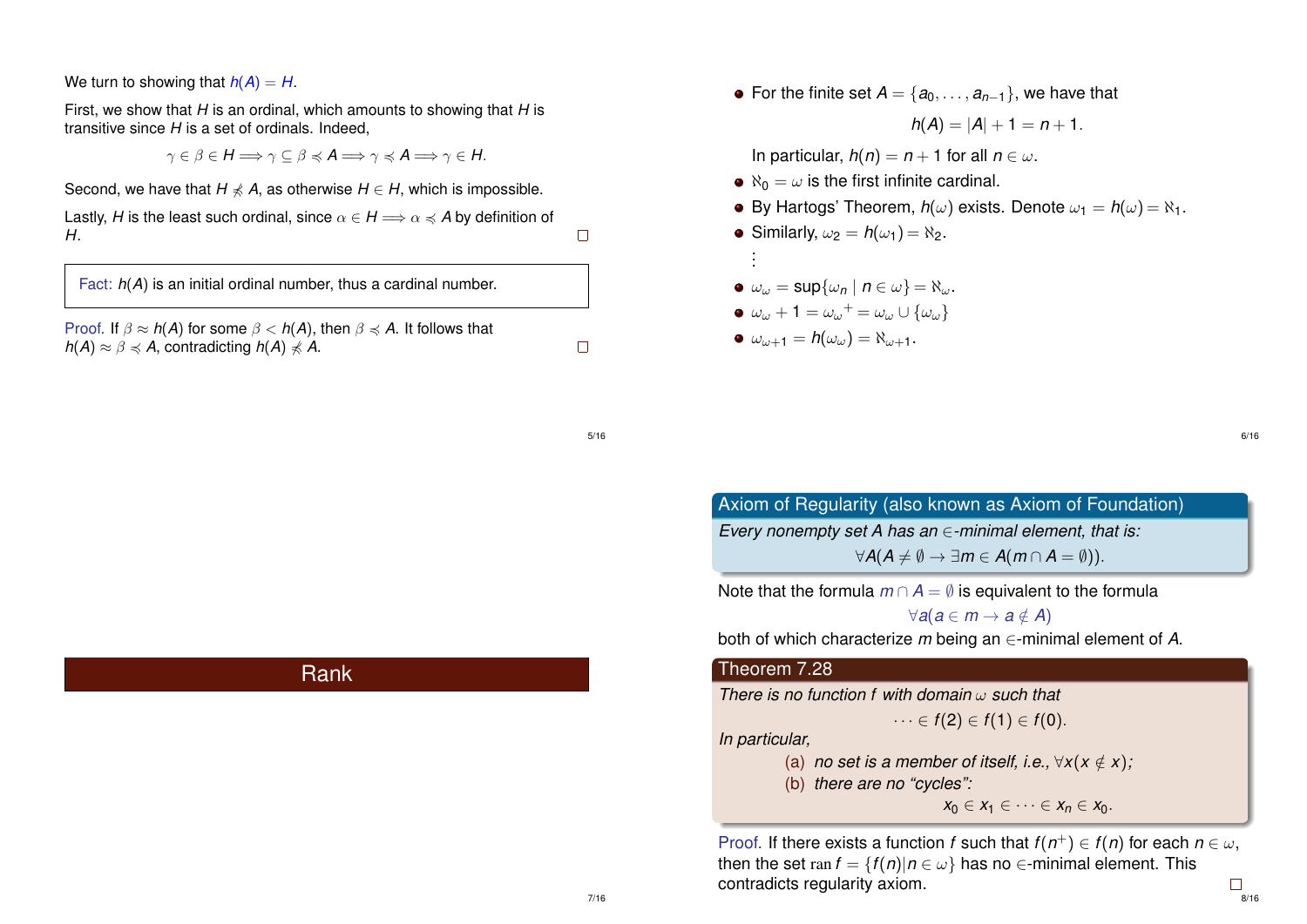We turn to showing that $h(A) = H$.

First, we show that $H$ is an ordinal, which amounts to showing that $H$ is transitive since $H$ is a set of ordinals. Indeed,

$$\gamma \in \beta \in H \Longrightarrow \gamma \subseteq \beta \preccurlyeq A \Longrightarrow \gamma \preccurlyeq A \Longrightarrow \gamma \in H.$$

Second, we have that $H \not\preccurlyeq A$, as otherwise $H \in H$, which is impossible.

Lastly, $H$ is the least such ordinal, since $\alpha \in H \Longrightarrow \alpha \preccurlyeq A$ by definition of $H$. □

> Fact: $h(A)$ is an initial ordinal number, thus a cardinal number.

Proof. If $\beta \approx h(A)$ for some $\beta < h(A)$, then $\beta \preccurlyeq A$. It follows that $h(A) \approx \beta \preccurlyeq A$, contradicting $h(A) \not\preccurlyeq A$. □

- For the finite set $A = \{a_0, \ldots, a_{n-1}\}$, we have that
  $$h(A) = |A| + 1 = n + 1.$$
  In particular, $h(n) = n + 1$ for all $n \in \omega$.
- $\aleph_0 = \omega$ is the first infinite cardinal.
- By Hartogs' Theorem, $h(\omega)$ exists. Denote $\omega_1 = h(\omega) = \aleph_1$.
- Similarly, $\omega_2 = h(\omega_1) = \aleph_2$.

  $\vdots$
- $\omega_\omega = \sup\{\omega_n \mid n \in \omega\} = \aleph_\omega$.
- $\omega_\omega + 1 = {\omega_\omega}^+ = \omega_\omega \cup \{\omega_\omega\}$
- $\omega_{\omega+1} = h(\omega_\omega) = \aleph_{\omega+1}$.

# Rank

**Axiom of Regularity (also known as Axiom of Foundation)**

*Every nonempty set $A$ has an $\in$-minimal element, that is:*

$$\forall A(A \neq \emptyset \to \exists m \in A(m \cap A = \emptyset)).$$

Note that the formula $m \cap A = \emptyset$ is equivalent to the formula

$$\forall a(a \in m \to a \notin A)$$

both of which characterize $m$ being an $\in$-minimal element of $A$.

**Theorem 7.28**

*There is no function $f$ with domain $\omega$ such that*

$$\cdots \in f(2) \in f(1) \in f(0).$$

*In particular,*

(a) *no set is a member of itself, i.e., $\forall x(x \notin x)$;*

(b) *there are no "cycles":*

$$x_0 \in x_1 \in \cdots \in x_n \in x_0.$$

Proof. If there exists a function $f$ such that $f(n^+) \in f(n)$ for each $n \in \omega$, then the set $\operatorname{ran} f = \{f(n) | n \in \omega\}$ has no $\in$-minimal element. This contradicts regularity axiom. □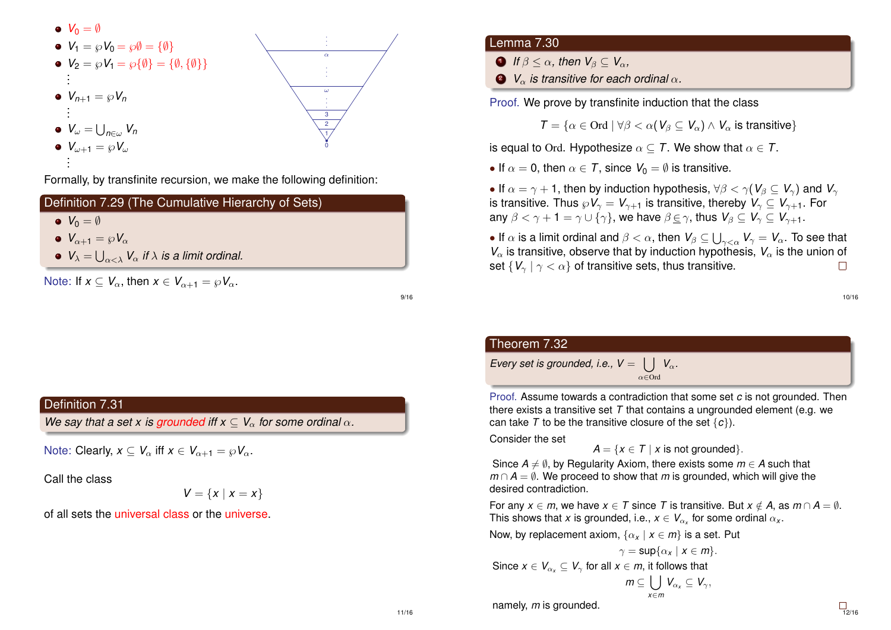- $V_0 = \emptyset$
- $V_1 = \wp V_0 = \wp\emptyset = \{\emptyset\}$
- $V_2 = \wp V_1 = \wp\{\emptyset\} = \{\emptyset, \{\emptyset\}\}$

  $\vdots$
- $V_{n+1} = \wp V_n$

  $\vdots$
- $V_\omega = \bigcup_{n\in\omega} V_n$
- $V_{\omega+1} = \wp V_\omega$

  $\vdots$

Formally, by transfinite recursion, we make the following definition:

**Definition 7.29 (The Cumulative Hierarchy of Sets)**

- $V_0 = \emptyset$
- $V_{\alpha+1} = \wp V_\alpha$
- $V_\lambda = \bigcup_{\alpha<\lambda} V_\alpha$ *if $\lambda$ is a limit ordinal.*

Note: If $x \subseteq V_\alpha$, then $x \in V_{\alpha+1} = \wp V_\alpha$.

**Lemma 7.30**

1. *If $\beta \leq \alpha$, then $V_\beta \subseteq V_\alpha$,*
2. *$V_\alpha$ is transitive for each ordinal $\alpha$.*

Proof. We prove by transfinite induction that the class

$$T = \{\alpha \in \mathrm{Ord} \mid \forall\beta < \alpha(V_\beta \subseteq V_\alpha) \wedge V_\alpha \text{ is transitive}\}$$

is equal to $\mathrm{Ord}$. Hypothesize $\alpha \subseteq T$. We show that $\alpha \in T$.

- If $\alpha = 0$, then $\alpha \in T$, since $V_0 = \emptyset$ is transitive.
- If $\alpha = \gamma + 1$, then by induction hypothesis, $\forall\beta < \gamma(V_\beta \subseteq V_\gamma)$ and $V_\gamma$ is transitive. Thus $\wp V_\gamma = V_{\gamma+1}$ is transitive, thereby $V_\gamma \subseteq V_{\gamma+1}$. For any $\beta < \gamma + 1 = \gamma \cup \{\gamma\}$, we have $\beta \underline{\in} \gamma$, thus $V_\beta \subseteq V_\gamma \subseteq V_{\gamma+1}$.
- If $\alpha$ is a limit ordinal and $\beta < \alpha$, then $V_\beta \subseteq \bigcup_{\gamma<\alpha} V_\gamma = V_\alpha$. To see that $V_\alpha$ is transitive, observe that by induction hypothesis, $V_\alpha$ is the union of set $\{V_\gamma \mid \gamma < \alpha\}$ of transitive sets, thus transitive. □

**Definition 7.31**

*We say that a set $x$ is grounded iff $x \subseteq V_\alpha$ for some ordinal $\alpha$.*

Note: Clearly, $x \subseteq V_\alpha$ iff $x \in V_{\alpha+1} = \wp V_\alpha$.

Call the class

$$V = \{x \mid x = x\}$$

of all sets the universal class or the universe.

**Theorem 7.32**

*Every set is grounded, i.e., $V = \bigcup_{\alpha\in\mathrm{Ord}} V_\alpha$.*

Proof. Assume towards a contradiction that some set $c$ is not grounded. Then there exists a transitive set $T$ that contains a ungrounded element (e.g. we can take $T$ to be the transitive closure of the set $\{c\}$).

Consider the set

$$A = \{x \in T \mid x \text{ is not grounded}\}.$$

Since $A \neq \emptyset$, by Regularity Axiom, there exists some $m \in A$ such that $m \cap A = \emptyset$. We proceed to show that $m$ is grounded, which will give the desired contradiction.

For any $x \in m$, we have $x \in T$ since $T$ is transitive. But $x \notin A$, as $m \cap A = \emptyset$. This shows that $x$ is grounded, i.e., $x \in V_{\alpha_x}$ for some ordinal $\alpha_x$.

Now, by replacement axiom, $\{\alpha_x \mid x \in m\}$ is a set. Put

$$\gamma = \sup\{\alpha_x \mid x \in m\}.$$

Since $x \in V_{\alpha_x} \subseteq V_\gamma$ for all $x \in m$, it follows that

$$m \subseteq \bigcup_{x\in m} V_{\alpha_x} \subseteq V_\gamma,$$

namely, $m$ is grounded. □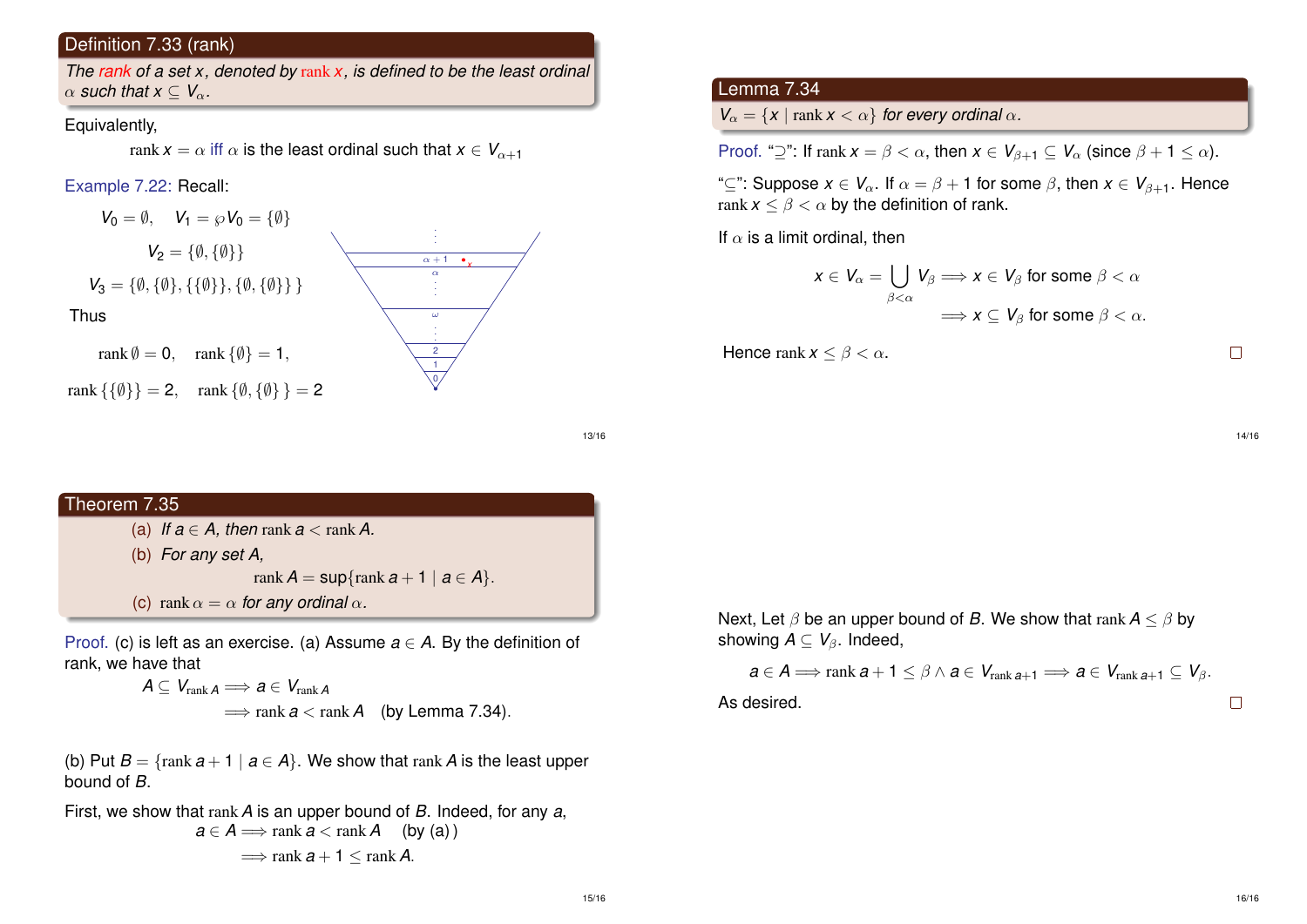## Definition 7.33 (rank)

*The* rank *of a set $x$, denoted by $\operatorname{rank} x$, is defined to be the least ordinal $\alpha$ such that $x \subseteq V_\alpha$.*

Equivalently,

$$\operatorname{rank} x = \alpha \text{ iff } \alpha \text{ is the least ordinal such that } x \in V_{\alpha+1}$$

Example 7.22: Recall:

$$V_0 = \emptyset, \quad V_1 = \wp V_0 = \{\emptyset\}$$

$$V_2 = \{\emptyset, \{\emptyset\}\}$$

$$V_3 = \{\emptyset, \{\emptyset\}, \{\{\emptyset\}\}, \{\emptyset, \{\emptyset\}\}\}$$

Thus

$$\operatorname{rank} \emptyset = 0, \quad \operatorname{rank} \{\emptyset\} = 1,$$

$$\operatorname{rank} \{\{\emptyset\}\} = 2, \quad \operatorname{rank} \{\emptyset, \{\emptyset\}\} = 2$$

$\alpha + 1$

$x$

$\alpha$

$\omega$

2

1

0

## Lemma 7.34

*$V_\alpha = \{x \mid \operatorname{rank} x < \alpha\}$ for every ordinal $\alpha$.*

Proof. "$\supseteq$": If $\operatorname{rank} x = \beta < \alpha$, then $x \in V_{\beta+1} \subseteq V_\alpha$ (since $\beta + 1 \leq \alpha$).

"$\subseteq$": Suppose $x \in V_\alpha$. If $\alpha = \beta + 1$ for some $\beta$, then $x \in V_{\beta+1}$. Hence $\operatorname{rank} x \leq \beta < \alpha$ by the definition of rank.

If $\alpha$ is a limit ordinal, then

$$x \in V_\alpha = \bigcup_{\beta<\alpha} V_\beta \implies x \in V_\beta \text{ for some } \beta < \alpha$$

$$\implies x \subseteq V_\beta \text{ for some } \beta < \alpha.$$

Hence $\operatorname{rank} x \leq \beta < \alpha$. □

## Theorem 7.35

(a) *If $a \in A$, then $\operatorname{rank} a < \operatorname{rank} A$.*

(b) *For any set $A$,*

$$\operatorname{rank} A = \sup\{\operatorname{rank} a + 1 \mid a \in A\}.$$

(c) *$\operatorname{rank} \alpha = \alpha$ for any ordinal $\alpha$.*

Proof. (c) is left as an exercise. (a) Assume $a \in A$. By the definition of rank, we have that

$$A \subseteq V_{\operatorname{rank} A} \implies a \in V_{\operatorname{rank} A}$$

$$\implies \operatorname{rank} a < \operatorname{rank} A \quad \text{(by Lemma 7.34).}$$

(b) Put $B = \{\operatorname{rank} a + 1 \mid a \in A\}$. We show that $\operatorname{rank} A$ is the least upper bound of $B$.

First, we show that $\operatorname{rank} A$ is an upper bound of $B$. Indeed, for any $a$,

$$a \in A \implies \operatorname{rank} a < \operatorname{rank} A \quad \text{(by (a))}$$

$$\implies \operatorname{rank} a + 1 \leq \operatorname{rank} A.$$

Next, Let $\beta$ be an upper bound of $B$. We show that $\operatorname{rank} A \leq \beta$ by showing $A \subseteq V_\beta$. Indeed,

$$a \in A \implies \operatorname{rank} a + 1 \leq \beta \wedge a \in V_{\operatorname{rank} a+1} \implies a \in V_{\operatorname{rank} a+1} \subseteq V_\beta.$$

As desired. □